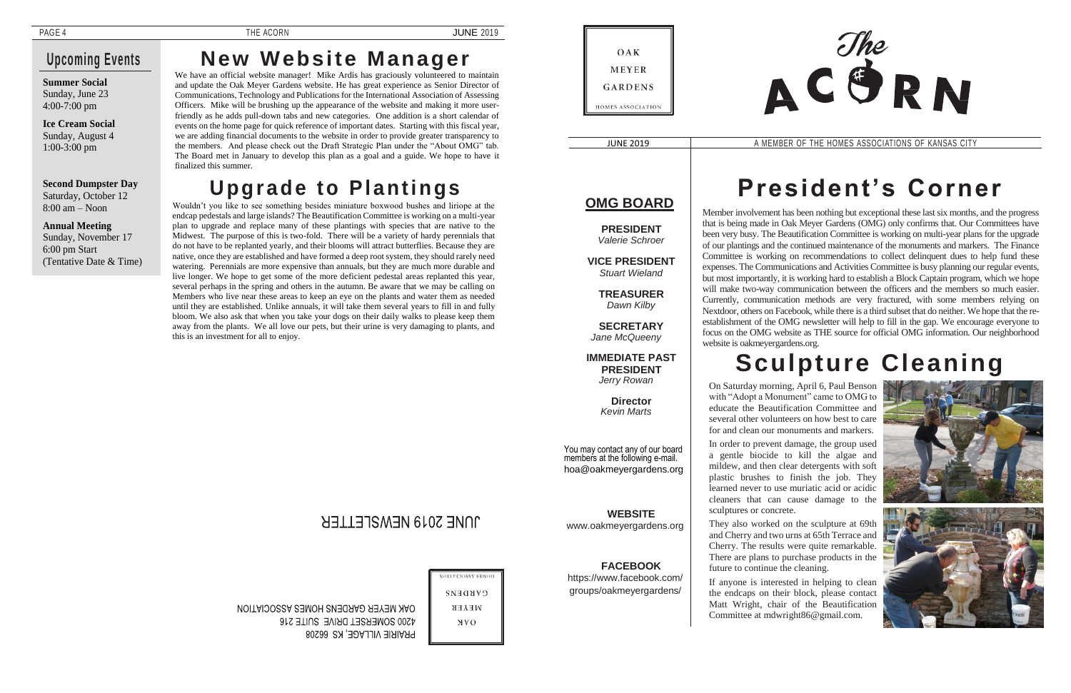## Upcoming Events

**Summer Social**
Sunday, June 23
4:00-7:00 pm

**Ice Cream Social**
Sunday, August 4
1:00-3:00 pm

**Second Dumpster Day**
Saturday, October 12
8:00 am – Noon

**Annual Meeting**
Sunday, November 17
6:00 pm Start
(Tentative Date & Time)

# New Website Manager

We have an official website manager! Mike Ardis has graciously volunteered to maintain and update the Oak Meyer Gardens website. He has great experience as Senior Director of Communications, Technology and Publications for the International Association of Assessing Officers. Mike will be brushing up the appearance of the website and making it more user-friendly as he adds pull-down tabs and new categories. One addition is a short calendar of events on the home page for quick reference of important dates. Starting with this fiscal year, we are adding financial documents to the website in order to provide greater transparency to the members. And please check out the Draft Strategic Plan under the "About OMG" tab. The Board met in January to develop this plan as a goal and a guide. We hope to have it finalized this summer.

# Upgrade to Plantings

Wouldn't you like to see something besides miniature boxwood bushes and liriope at the endcap pedestals and large islands? The Beautification Committee is working on a multi-year plan to upgrade and replace many of these plantings with species that are native to the Midwest. The purpose of this is two-fold. There will be a variety of hardy perennials that do not have to be replanted yearly, and their blooms will attract butterflies. Because they are native, once they are established and have formed a deep root system, they should rarely need watering. Perennials are more expensive than annuals, but they are much more durable and live longer. We hope to get some of the more deficient pedestal areas replanted this year, several perhaps in the spring and others in the autumn. Be aware that we may be calling on Members who live near these areas to keep an eye on the plants and water them as needed until they are established. Unlike annuals, it will take them several years to fill in and fully bloom. We also ask that when you take your dogs on their daily walks to please keep them away from the plants. We all love our pets, but their urine is very damaging to plants, and this is an investment for all to enjoy.

JUNE 2019 NEWSLETTER

OAK MEYER GARDENS HOMES ASSOCIATION
4200 SOMERSET DRIVE SUITE 216
PRAIRIE VILLAGE, KS 66208

OAK MEYER GARDENS HOMES ASSOCIATION

# The ACORN

JUNE 2019 — A MEMBER OF THE HOMES ASSOCIATIONS OF KANSAS CITY

## OMG BOARD

**PRESIDENT**
*Valerie Schroer*

**VICE PRESIDENT**
*Stuart Wieland*

**TREASURER**
*Dawn Kilby*

**SECRETARY**
*Jane McQueeny*

**IMMEDIATE PAST PRESIDENT**
*Jerry Rowan*

**Director**
*Kevin Marts*

You may contact any of our board members at the following e-mail.
hoa@oakmeyergardens.org

**WEBSITE**
www.oakmeyergardens.org

**FACEBOOK**
https://www.facebook.com/groups/oakmeyergardens/

# President's Corner

Member involvement has been nothing but exceptional these last six months, and the progress that is being made in Oak Meyer Gardens (OMG) only confirms that. Our Committees have been very busy. The Beautification Committee is working on multi-year plans for the upgrade of our plantings and the continued maintenance of the monuments and markers. The Finance Committee is working on recommendations to collect delinquent dues to help fund these expenses. The Communications and Activities Committee is busy planning our regular events, but most importantly, it is working hard to establish a Block Captain program, which we hope will make two-way communication between the officers and the members so much easier. Currently, communication methods are very fractured, with some members relying on Nextdoor, others on Facebook, while there is a third subset that do neither. We hope that the re-establishment of the OMG newsletter will help to fill in the gap. We encourage everyone to focus on the OMG website as THE source for official OMG information. Our neighborhood website is oakmeyergardens.org.

# Sculpture Cleaning

On Saturday morning, April 6, Paul Benson with "Adopt a Monument" came to OMG to educate the Beautification Committee and several other volunteers on how best to care for and clean our monuments and markers.

In order to prevent damage, the group used a gentle biocide to kill the algae and mildew, and then clear detergents with soft plastic brushes to finish the job. They learned never to use muriatic acid or acidic cleaners that can cause damage to the sculptures or concrete.

They also worked on the sculpture at 69th and Cherry and two urns at 65th Terrace and Cherry. The results were quite remarkable. There are plans to purchase products in the future to continue the cleaning.

If anyone is interested in helping to clean the endcaps on their block, please contact Matt Wright, chair of the Beautification Committee at mdwright86@gmail.com.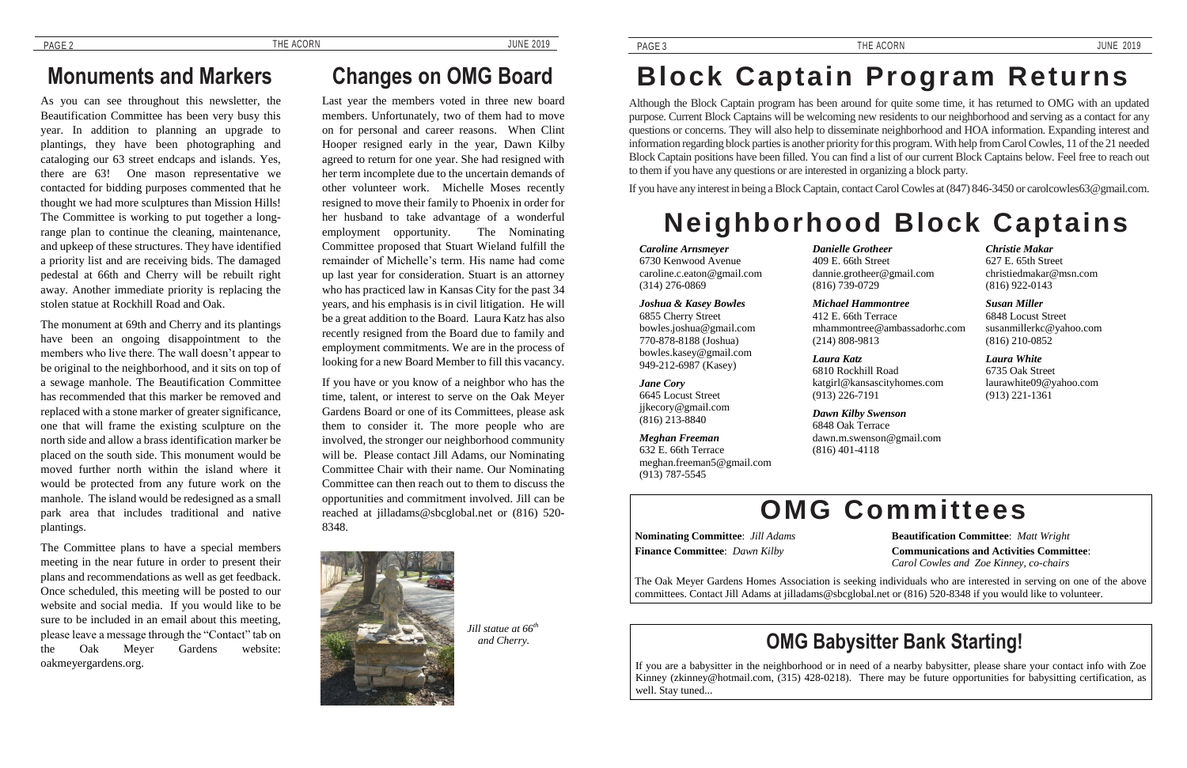## Monuments and Markers

As you can see throughout this newsletter, the Beautification Committee has been very busy this year. In addition to planning an upgrade to plantings, they have been photographing and cataloging our 63 street endcaps and islands. Yes, there are 63! One mason representative we contacted for bidding purposes commented that he thought we had more sculptures than Mission Hills! The Committee is working to put together a long-range plan to continue the cleaning, maintenance, and upkeep of these structures. They have identified a priority list and are receiving bids. The damaged pedestal at 66th and Cherry will be rebuilt right away. Another immediate priority is replacing the stolen statue at Rockhill Road and Oak.

The monument at 69th and Cherry and its plantings have been an ongoing disappointment to the members who live there. The wall doesn't appear to be original to the neighborhood, and it sits on top of a sewage manhole. The Beautification Committee has recommended that this marker be removed and replaced with a stone marker of greater significance, one that will frame the existing sculpture on the north side and allow a brass identification marker be placed on the south side. This monument would be moved further north within the island where it would be protected from any future work on the manhole. The island would be redesigned as a small park area that includes traditional and native plantings.

The Committee plans to have a special members meeting in the near future in order to present their plans and recommendations as well as get feedback. Once scheduled, this meeting will be posted to our website and social media. If you would like to be sure to be included in an email about this meeting, please leave a message through the "Contact" tab on the Oak Meyer Gardens website: oakmeyergardens.org.

## Changes on OMG Board

Last year the members voted in three new board members. Unfortunately, two of them had to move on for personal and career reasons. When Clint Hooper resigned early in the year, Dawn Kilby agreed to return for one year. She had resigned with her term incomplete due to the uncertain demands of other volunteer work. Michelle Moses recently resigned to move their family to Phoenix in order for her husband to take advantage of a wonderful employment opportunity. The Nominating Committee proposed that Stuart Wieland fulfill the remainder of Michelle's term. His name had come up last year for consideration. Stuart is an attorney who has practiced law in Kansas City for the past 34 years, and his emphasis is in civil litigation. He will be a great addition to the Board. Laura Katz has also recently resigned from the Board due to family and employment commitments. We are in the process of looking for a new Board Member to fill this vacancy.

If you have or you know of a neighbor who has the time, talent, or interest to serve on the Oak Meyer Gardens Board or one of its Committees, please ask them to consider it. The more people who are involved, the stronger our neighborhood community will be. Please contact Jill Adams, our Nominating Committee Chair with their name. Our Nominating Committee can then reach out to them to discuss the opportunities and commitment involved. Jill can be reached at jilladams@sbcglobal.net or (816) 520-8348.

*Jill statue at 66th and Cherry.*

# Block Captain Program Returns

Although the Block Captain program has been around for quite some time, it has returned to OMG with an updated purpose. Current Block Captains will be welcoming new residents to our neighborhood and serving as a contact for any questions or concerns. They will also help to disseminate neighborhood and HOA information. Expanding interest and information regarding block parties is another priority for this program. With help from Carol Cowles, 11 of the 21 needed Block Captain positions have been filled. You can find a list of our current Block Captains below. Feel free to reach out to them if you have any questions or are interested in organizing a block party.

If you have any interest in being a Block Captain, contact Carol Cowles at (847) 846-3450 or carolcowles63@gmail.com.

# Neighborhood Block Captains

***Caroline Arnsmeyer***
6730 Kenwood Avenue
caroline.c.eaton@gmail.com
(314) 276-0869

***Joshua & Kasey Bowles***
6855 Cherry Street
bowles.joshua@gmail.com
770-878-8188 (Joshua)
bowles.kasey@gmail.com
949-212-6987 (Kasey)

***Jane Cory***
6645 Locust Street
jjkecory@gmail.com
(816) 213-8840

***Meghan Freeman***
632 E. 66th Terrace
meghan.freeman5@gmail.com
(913) 787-5545

***Danielle Grotheer***
409 E. 66th Street
dannie.grotheer@gmail.com
(816) 739-0729

***Michael Hammontree***
412 E. 66th Terrace
mhammontree@ambassadorhc.com
(214) 808-9813

***Laura Katz***
6810 Rockhill Road
katgirl@kansascityhomes.com
(913) 226-7191

***Dawn Kilby Swenson***
6848 Oak Terrace
dawn.m.swenson@gmail.com
(816) 401-4118

***Christie Makar***
627 E. 65th Street
christiedmakar@msn.com
(816) 922-0143

***Susan Miller***
6848 Locust Street
susanmillerkc@yahoo.com
(816) 210-0852

***Laura White***
6735 Oak Street
laurawhite09@yahoo.com
(913) 221-1361

# OMG Committees

**Nominating Committee**: *Jill Adams*

**Finance Committee**: *Dawn Kilby*

**Beautification Committee**: *Matt Wright*

**Communications and Activities Committee**: *Carol Cowles and Zoe Kinney, co-chairs*

The Oak Meyer Gardens Homes Association is seeking individuals who are interested in serving on one of the above committees. Contact Jill Adams at jilladams@sbcglobal.net or (816) 520-8348 if you would like to volunteer.

## OMG Babysitter Bank Starting!

If you are a babysitter in the neighborhood or in need of a nearby babysitter, please share your contact info with Zoe Kinney (zkinney@hotmail.com, (315) 428-0218). There may be future opportunities for babysitting certification, as well. Stay tuned...